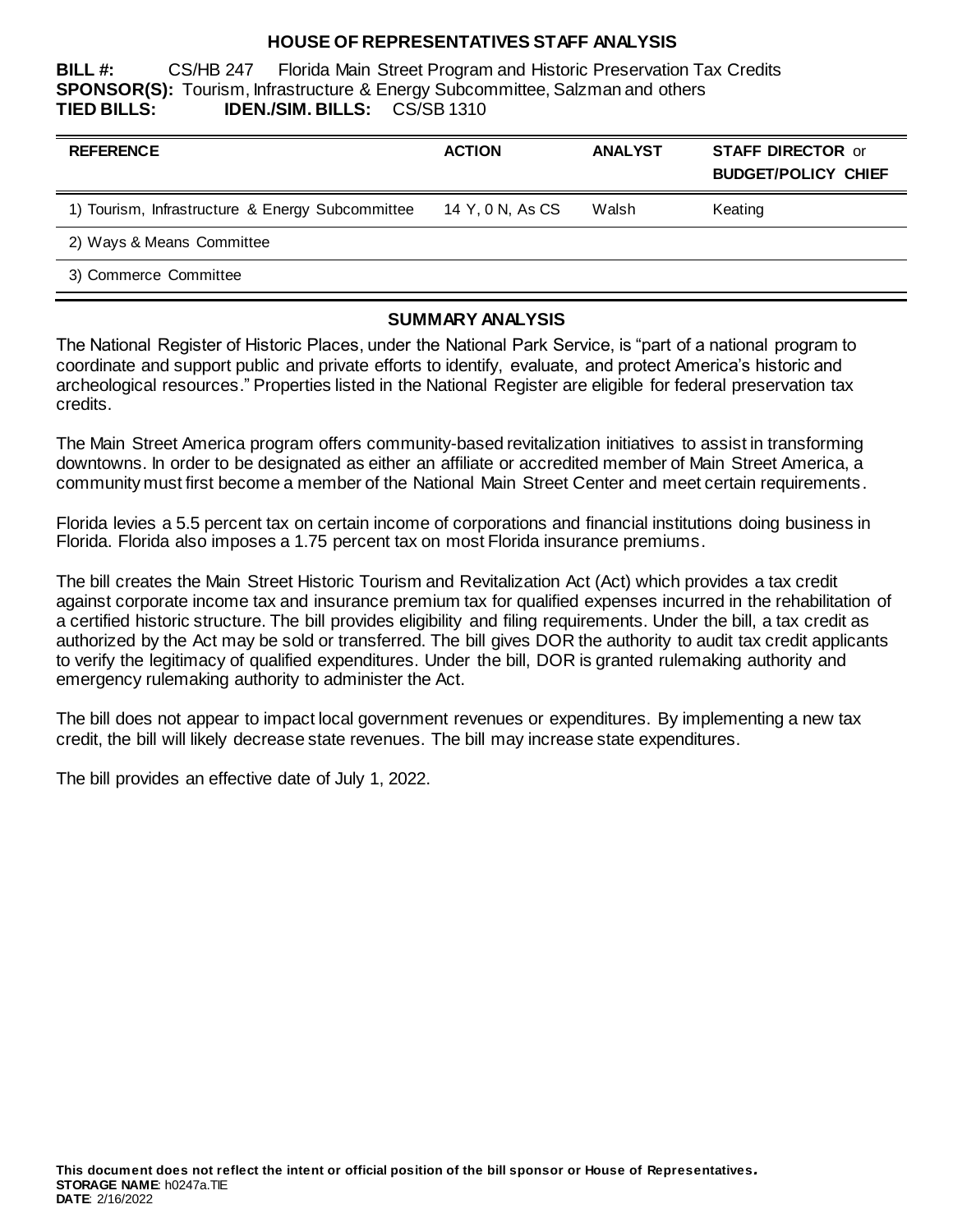# HOUSE OF REPRESENTATIVES STAFF ANALYSIS

**BILL #:** CS/HB 247 Florida Main Street Program and Historic Preservation Tax Credits
**SPONSOR(S):** Tourism, Infrastructure & Energy Subcommittee, Salzman and others
**TIED BILLS:** **IDEN./SIM. BILLS:** CS/SB 1310

| REFERENCE | ACTION | ANALYST | STAFF DIRECTOR or BUDGET/POLICY CHIEF |
|---|---|---|---|
| 1) Tourism, Infrastructure & Energy Subcommittee | 14 Y, 0 N, As CS | Walsh | Keating |
| 2) Ways & Means Committee | | | |
| 3) Commerce Committee | | | |

## SUMMARY ANALYSIS

The National Register of Historic Places, under the National Park Service, is "part of a national program to coordinate and support public and private efforts to identify, evaluate, and protect America's historic and archeological resources." Properties listed in the National Register are eligible for federal preservation tax credits.

The Main Street America program offers community-based revitalization initiatives to assist in transforming downtowns. In order to be designated as either an affiliate or accredited member of Main Street America, a community must first become a member of the National Main Street Center and meet certain requirements.

Florida levies a 5.5 percent tax on certain income of corporations and financial institutions doing business in Florida. Florida also imposes a 1.75 percent tax on most Florida insurance premiums.

The bill creates the Main Street Historic Tourism and Revitalization Act (Act) which provides a tax credit against corporate income tax and insurance premium tax for qualified expenses incurred in the rehabilitation of a certified historic structure. The bill provides eligibility and filing requirements. Under the bill, a tax credit as authorized by the Act may be sold or transferred. The bill gives DOR the authority to audit tax credit applicants to verify the legitimacy of qualified expenditures. Under the bill, DOR is granted rulemaking authority and emergency rulemaking authority to administer the Act.

The bill does not appear to impact local government revenues or expenditures. By implementing a new tax credit, the bill will likely decrease state revenues. The bill may increase state expenditures.

The bill provides an effective date of July 1, 2022.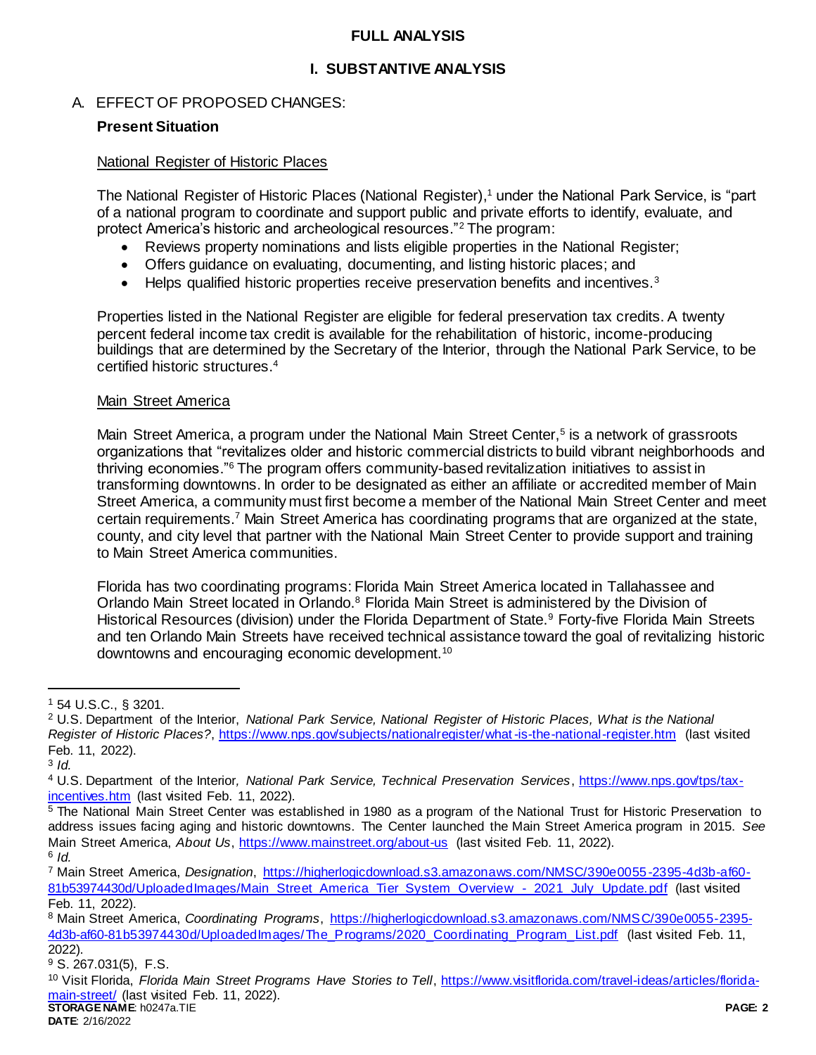# FULL ANALYSIS

## I. SUBSTANTIVE ANALYSIS

A. EFFECT OF PROPOSED CHANGES:

**Present Situation**

National Register of Historic Places

The National Register of Historic Places (National Register),[1] under the National Park Service, is "part of a national program to coordinate and support public and private efforts to identify, evaluate, and protect America's historic and archeological resources."[2] The program:

- Reviews property nominations and lists eligible properties in the National Register;
- Offers guidance on evaluating, documenting, and listing historic places; and
- Helps qualified historic properties receive preservation benefits and incentives.[3]

Properties listed in the National Register are eligible for federal preservation tax credits. A twenty percent federal income tax credit is available for the rehabilitation of historic, income-producing buildings that are determined by the Secretary of the Interior, through the National Park Service, to be certified historic structures.[4]

Main Street America

Main Street America, a program under the National Main Street Center,[5] is a network of grassroots organizations that "revitalizes older and historic commercial districts to build vibrant neighborhoods and thriving economies."[6] The program offers community-based revitalization initiatives to assist in transforming downtowns. In order to be designated as either an affiliate or accredited member of Main Street America, a community must first become a member of the National Main Street Center and meet certain requirements.[7] Main Street America has coordinating programs that are organized at the state, county, and city level that partner with the National Main Street Center to provide support and training to Main Street America communities.

Florida has two coordinating programs: Florida Main Street America located in Tallahassee and Orlando Main Street located in Orlando.[8] Florida Main Street is administered by the Division of Historical Resources (division) under the Florida Department of State.[9] Forty-five Florida Main Streets and ten Orlando Main Streets have received technical assistance toward the goal of revitalizing historic downtowns and encouraging economic development.[10]

---

[1] 54 U.S.C., § 3201.

[2] U.S. Department of the Interior, *National Park Service, National Register of Historic Places, What is the National Register of Historic Places?*, https://www.nps.gov/subjects/nationalregister/what-is-the-national-register.htm (last visited Feb. 11, 2022).

[3] *Id.*

[4] U.S. Department of the Interior, *National Park Service, Technical Preservation Services*, https://www.nps.gov/tps/tax-incentives.htm (last visited Feb. 11, 2022).

[5] The National Main Street Center was established in 1980 as a program of the National Trust for Historic Preservation to address issues facing aging and historic downtowns. The Center launched the Main Street America program in 2015. *See* Main Street America, *About Us*, https://www.mainstreet.org/about-us (last visited Feb. 11, 2022).

[6] *Id.*

[7] Main Street America, *Designation*, https://higherlogicdownload.s3.amazonaws.com/NMSC/390e0055-2395-4d3b-af60-81b53974430d/UploadedImages/Main_Street_America_Tier_System_Overview_-_2021_July_Update.pdf (last visited Feb. 11, 2022).

[8] Main Street America, *Coordinating Programs*, https://higherlogicdownload.s3.amazonaws.com/NMSC/390e0055-2395-4d3b-af60-81b53974430d/UploadedImages/The_Programs/2020_Coordinating_Program_List.pdf (last visited Feb. 11, 2022).

[9] S. 267.031(5), F.S.

[10] Visit Florida, *Florida Main Street Programs Have Stories to Tell*, https://www.visitflorida.com/travel-ideas/articles/florida-main-street/ (last visited Feb. 11, 2022).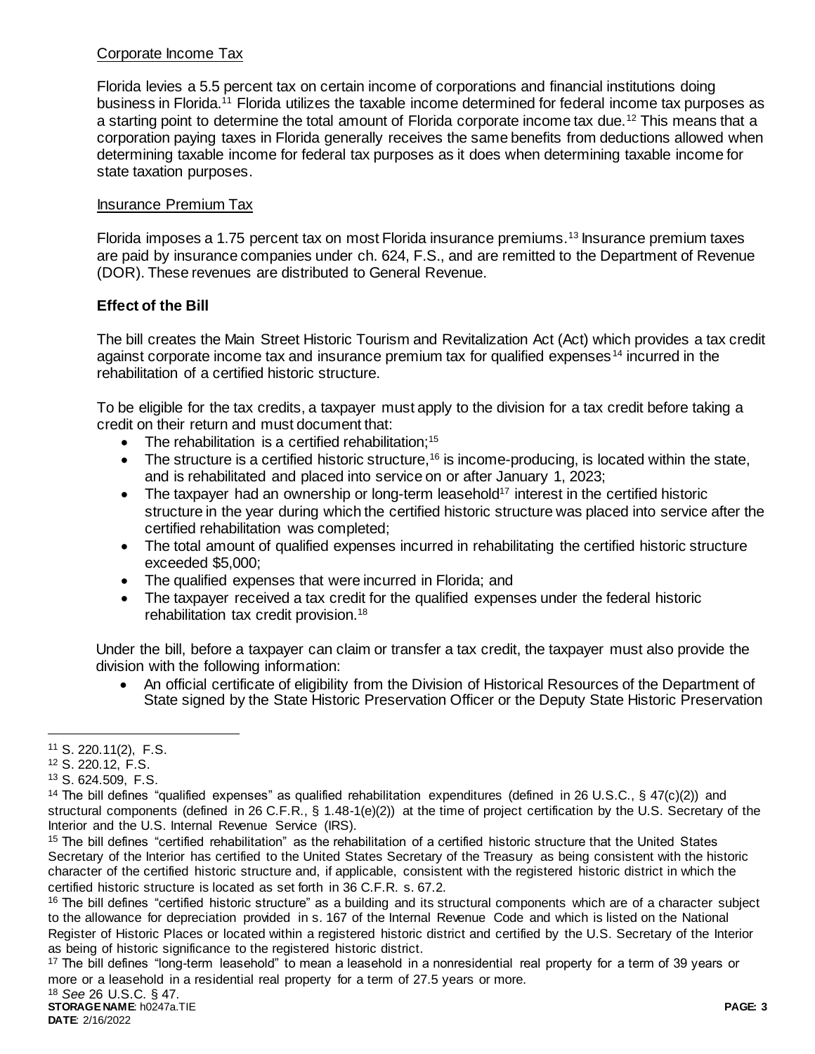Corporate Income Tax

Florida levies a 5.5 percent tax on certain income of corporations and financial institutions doing business in Florida.[11] Florida utilizes the taxable income determined for federal income tax purposes as a starting point to determine the total amount of Florida corporate income tax due.[12] This means that a corporation paying taxes in Florida generally receives the same benefits from deductions allowed when determining taxable income for federal tax purposes as it does when determining taxable income for state taxation purposes.

Insurance Premium Tax

Florida imposes a 1.75 percent tax on most Florida insurance premiums.[13] Insurance premium taxes are paid by insurance companies under ch. 624, F.S., and are remitted to the Department of Revenue (DOR). These revenues are distributed to General Revenue.

**Effect of the Bill**

The bill creates the Main Street Historic Tourism and Revitalization Act (Act) which provides a tax credit against corporate income tax and insurance premium tax for qualified expenses[14] incurred in the rehabilitation of a certified historic structure.

To be eligible for the tax credits, a taxpayer must apply to the division for a tax credit before taking a credit on their return and must document that:

- The rehabilitation is a certified rehabilitation;[15]
- The structure is a certified historic structure,[16] is income-producing, is located within the state, and is rehabilitated and placed into service on or after January 1, 2023;
- The taxpayer had an ownership or long-term leasehold[17] interest in the certified historic structure in the year during which the certified historic structure was placed into service after the certified rehabilitation was completed;
- The total amount of qualified expenses incurred in rehabilitating the certified historic structure exceeded $5,000;
- The qualified expenses that were incurred in Florida; and
- The taxpayer received a tax credit for the qualified expenses under the federal historic rehabilitation tax credit provision.[18]

Under the bill, before a taxpayer can claim or transfer a tax credit, the taxpayer must also provide the division with the following information:

- An official certificate of eligibility from the Division of Historical Resources of the Department of State signed by the State Historic Preservation Officer or the Deputy State Historic Preservation

---

[11] S. 220.11(2), F.S.

[12] S. 220.12, F.S.

[13] S. 624.509, F.S.

[14] The bill defines "qualified expenses" as qualified rehabilitation expenditures (defined in 26 U.S.C., § 47(c)(2)) and structural components (defined in 26 C.F.R., § 1.48-1(e)(2)) at the time of project certification by the U.S. Secretary of the Interior and the U.S. Internal Revenue Service (IRS).

[15] The bill defines "certified rehabilitation" as the rehabilitation of a certified historic structure that the United States Secretary of the Interior has certified to the United States Secretary of the Treasury as being consistent with the historic character of the certified historic structure and, if applicable, consistent with the registered historic district in which the certified historic structure is located as set forth in 36 C.F.R. s. 67.2.

[16] The bill defines "certified historic structure" as a building and its structural components which are of a character subject to the allowance for depreciation provided in s. 167 of the Internal Revenue Code and which is listed on the National Register of Historic Places or located within a registered historic district and certified by the U.S. Secretary of the Interior as being of historic significance to the registered historic district.

[17] The bill defines "long-term leasehold" to mean a leasehold in a nonresidential real property for a term of 39 years or more or a leasehold in a residential real property for a term of 27.5 years or more.

[18] *See* 26 U.S.C. § 47.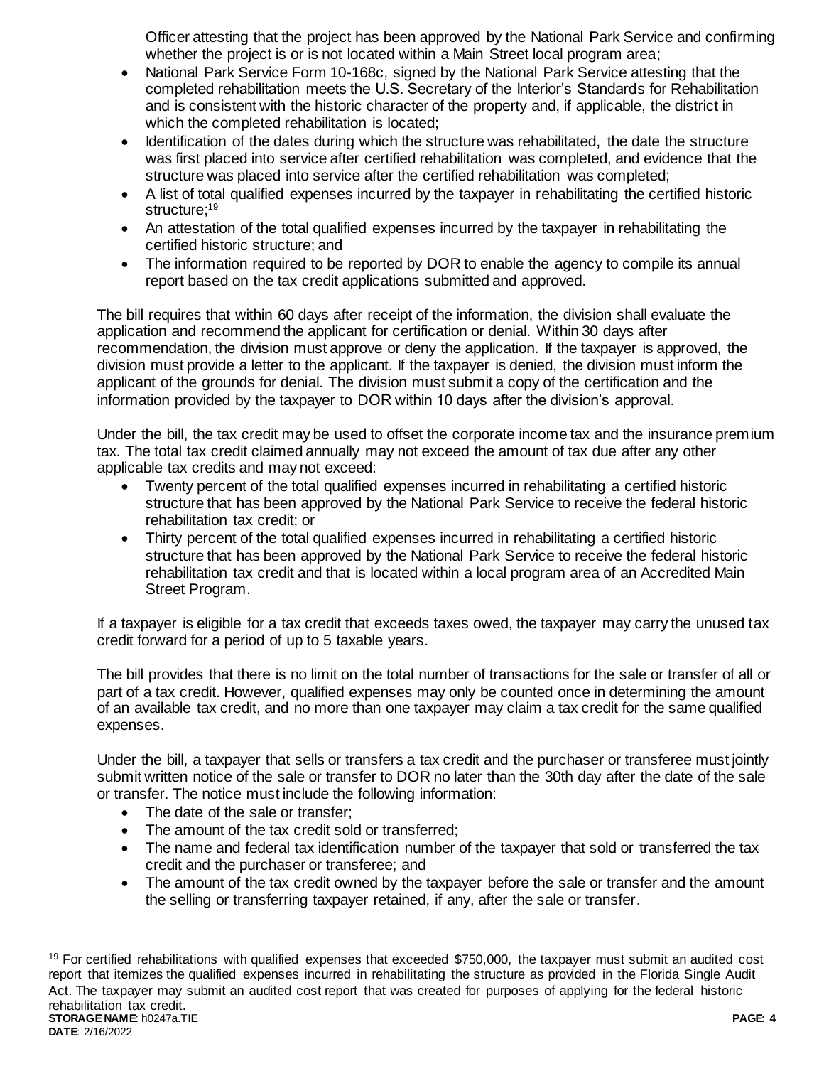Officer attesting that the project has been approved by the National Park Service and confirming whether the project is or is not located within a Main Street local program area;

- National Park Service Form 10-168c, signed by the National Park Service attesting that the completed rehabilitation meets the U.S. Secretary of the Interior's Standards for Rehabilitation and is consistent with the historic character of the property and, if applicable, the district in which the completed rehabilitation is located;
- Identification of the dates during which the structure was rehabilitated, the date the structure was first placed into service after certified rehabilitation was completed, and evidence that the structure was placed into service after the certified rehabilitation was completed;
- A list of total qualified expenses incurred by the taxpayer in rehabilitating the certified historic structure;[19]
- An attestation of the total qualified expenses incurred by the taxpayer in rehabilitating the certified historic structure; and
- The information required to be reported by DOR to enable the agency to compile its annual report based on the tax credit applications submitted and approved.

The bill requires that within 60 days after receipt of the information, the division shall evaluate the application and recommend the applicant for certification or denial. Within 30 days after recommendation, the division must approve or deny the application. If the taxpayer is approved, the division must provide a letter to the applicant. If the taxpayer is denied, the division must inform the applicant of the grounds for denial. The division must submit a copy of the certification and the information provided by the taxpayer to DOR within 10 days after the division's approval.

Under the bill, the tax credit may be used to offset the corporate income tax and the insurance premium tax. The total tax credit claimed annually may not exceed the amount of tax due after any other applicable tax credits and may not exceed:

- Twenty percent of the total qualified expenses incurred in rehabilitating a certified historic structure that has been approved by the National Park Service to receive the federal historic rehabilitation tax credit; or
- Thirty percent of the total qualified expenses incurred in rehabilitating a certified historic structure that has been approved by the National Park Service to receive the federal historic rehabilitation tax credit and that is located within a local program area of an Accredited Main Street Program.

If a taxpayer is eligible for a tax credit that exceeds taxes owed, the taxpayer may carry the unused tax credit forward for a period of up to 5 taxable years.

The bill provides that there is no limit on the total number of transactions for the sale or transfer of all or part of a tax credit. However, qualified expenses may only be counted once in determining the amount of an available tax credit, and no more than one taxpayer may claim a tax credit for the same qualified expenses.

Under the bill, a taxpayer that sells or transfers a tax credit and the purchaser or transferee must jointly submit written notice of the sale or transfer to DOR no later than the 30th day after the date of the sale or transfer. The notice must include the following information:

- The date of the sale or transfer;
- The amount of the tax credit sold or transferred;
- The name and federal tax identification number of the taxpayer that sold or transferred the tax credit and the purchaser or transferee; and
- The amount of the tax credit owned by the taxpayer before the sale or transfer and the amount the selling or transferring taxpayer retained, if any, after the sale or transfer.

[19] For certified rehabilitations with qualified expenses that exceeded $750,000, the taxpayer must submit an audited cost report that itemizes the qualified expenses incurred in rehabilitating the structure as provided in the Florida Single Audit Act. The taxpayer may submit an audited cost report that was created for purposes of applying for the federal historic rehabilitation tax credit.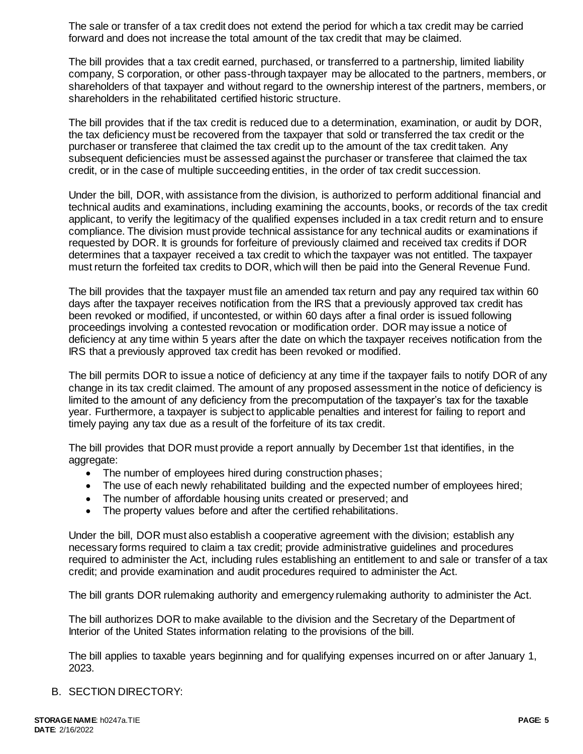The sale or transfer of a tax credit does not extend the period for which a tax credit may be carried forward and does not increase the total amount of the tax credit that may be claimed.

The bill provides that a tax credit earned, purchased, or transferred to a partnership, limited liability company, S corporation, or other pass-through taxpayer may be allocated to the partners, members, or shareholders of that taxpayer and without regard to the ownership interest of the partners, members, or shareholders in the rehabilitated certified historic structure.

The bill provides that if the tax credit is reduced due to a determination, examination, or audit by DOR, the tax deficiency must be recovered from the taxpayer that sold or transferred the tax credit or the purchaser or transferee that claimed the tax credit up to the amount of the tax credit taken. Any subsequent deficiencies must be assessed against the purchaser or transferee that claimed the tax credit, or in the case of multiple succeeding entities, in the order of tax credit succession.

Under the bill, DOR, with assistance from the division, is authorized to perform additional financial and technical audits and examinations, including examining the accounts, books, or records of the tax credit applicant, to verify the legitimacy of the qualified expenses included in a tax credit return and to ensure compliance. The division must provide technical assistance for any technical audits or examinations if requested by DOR. It is grounds for forfeiture of previously claimed and received tax credits if DOR determines that a taxpayer received a tax credit to which the taxpayer was not entitled. The taxpayer must return the forfeited tax credits to DOR, which will then be paid into the General Revenue Fund.

The bill provides that the taxpayer must file an amended tax return and pay any required tax within 60 days after the taxpayer receives notification from the IRS that a previously approved tax credit has been revoked or modified, if uncontested, or within 60 days after a final order is issued following proceedings involving a contested revocation or modification order. DOR may issue a notice of deficiency at any time within 5 years after the date on which the taxpayer receives notification from the IRS that a previously approved tax credit has been revoked or modified.

The bill permits DOR to issue a notice of deficiency at any time if the taxpayer fails to notify DOR of any change in its tax credit claimed. The amount of any proposed assessment in the notice of deficiency is limited to the amount of any deficiency from the precomputation of the taxpayer's tax for the taxable year. Furthermore, a taxpayer is subject to applicable penalties and interest for failing to report and timely paying any tax due as a result of the forfeiture of its tax credit.

The bill provides that DOR must provide a report annually by December 1st that identifies, in the aggregate:

- The number of employees hired during construction phases;
- The use of each newly rehabilitated building and the expected number of employees hired;
- The number of affordable housing units created or preserved; and
- The property values before and after the certified rehabilitations.

Under the bill, DOR must also establish a cooperative agreement with the division; establish any necessary forms required to claim a tax credit; provide administrative guidelines and procedures required to administer the Act, including rules establishing an entitlement to and sale or transfer of a tax credit; and provide examination and audit procedures required to administer the Act.

The bill grants DOR rulemaking authority and emergency rulemaking authority to administer the Act.

The bill authorizes DOR to make available to the division and the Secretary of the Department of Interior of the United States information relating to the provisions of the bill.

The bill applies to taxable years beginning and for qualifying expenses incurred on or after January 1, 2023.

B. SECTION DIRECTORY: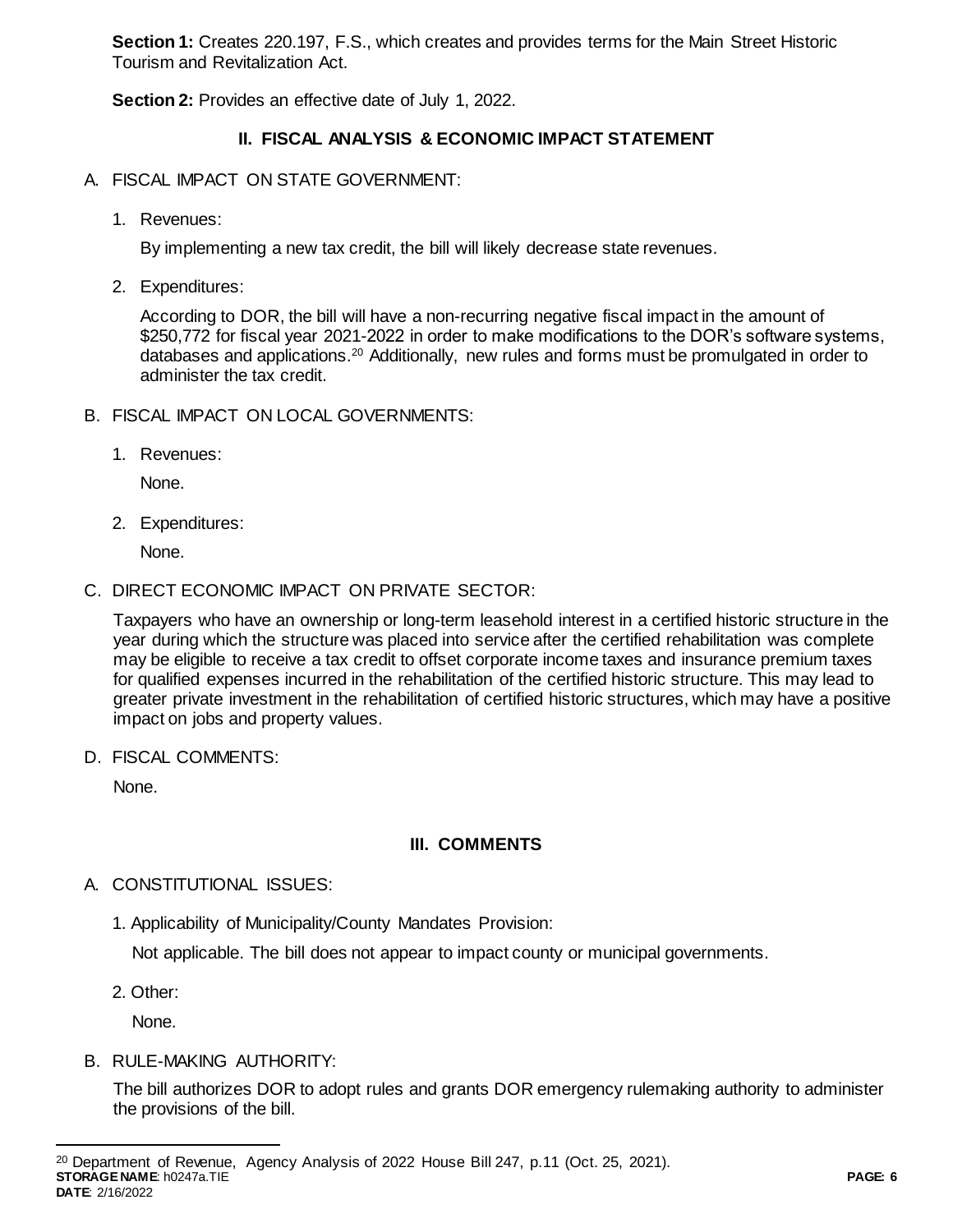**Section 1:** Creates 220.197, F.S., which creates and provides terms for the Main Street Historic Tourism and Revitalization Act.

**Section 2:** Provides an effective date of July 1, 2022.

## II. FISCAL ANALYSIS & ECONOMIC IMPACT STATEMENT

A. FISCAL IMPACT ON STATE GOVERNMENT:

1. Revenues:

   By implementing a new tax credit, the bill will likely decrease state revenues.

2. Expenditures:

   According to DOR, the bill will have a non-recurring negative fiscal impact in the amount of $250,772 for fiscal year 2021-2022 in order to make modifications to the DOR's software systems, databases and applications.[20] Additionally, new rules and forms must be promulgated in order to administer the tax credit.

B. FISCAL IMPACT ON LOCAL GOVERNMENTS:

1. Revenues:

   None.

2. Expenditures:

   None.

C. DIRECT ECONOMIC IMPACT ON PRIVATE SECTOR:

Taxpayers who have an ownership or long-term leasehold interest in a certified historic structure in the year during which the structure was placed into service after the certified rehabilitation was complete may be eligible to receive a tax credit to offset corporate income taxes and insurance premium taxes for qualified expenses incurred in the rehabilitation of the certified historic structure. This may lead to greater private investment in the rehabilitation of certified historic structures, which may have a positive impact on jobs and property values.

D. FISCAL COMMENTS:

None.

## III. COMMENTS

A. CONSTITUTIONAL ISSUES:

1. Applicability of Municipality/County Mandates Provision:

   Not applicable. The bill does not appear to impact county or municipal governments.

2. Other:

   None.

B. RULE-MAKING AUTHORITY:

The bill authorizes DOR to adopt rules and grants DOR emergency rulemaking authority to administer the provisions of the bill.

---

[20] Department of Revenue, Agency Analysis of 2022 House Bill 247, p.11 (Oct. 25, 2021).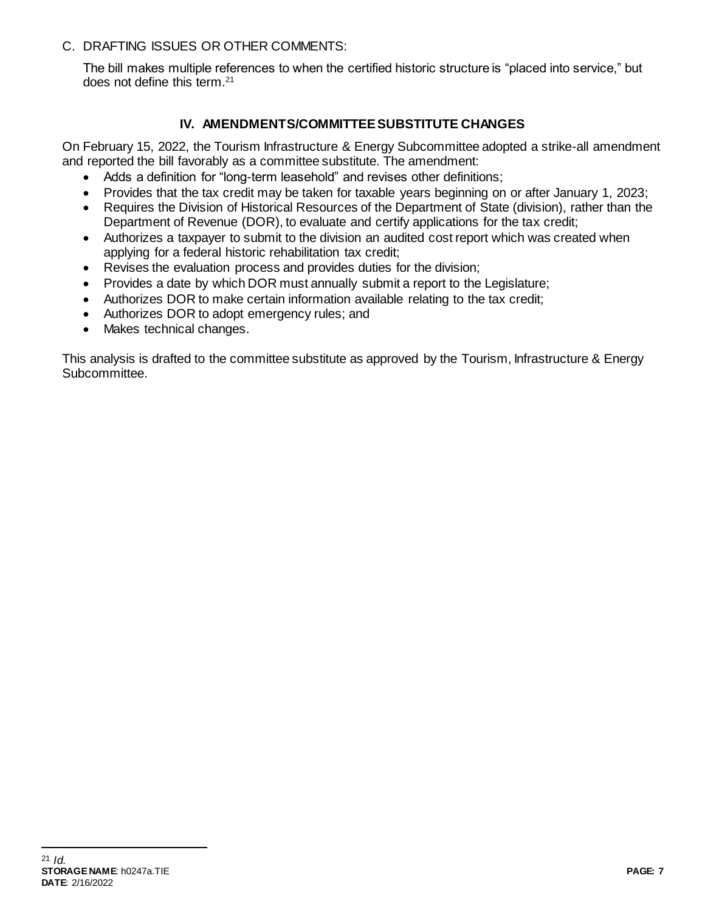### C. DRAFTING ISSUES OR OTHER COMMENTS:

The bill makes multiple references to when the certified historic structure is "placed into service," but does not define this term.[21]

## IV. AMENDMENTS/COMMITTEE SUBSTITUTE CHANGES

On February 15, 2022, the Tourism Infrastructure & Energy Subcommittee adopted a strike-all amendment and reported the bill favorably as a committee substitute. The amendment:

- Adds a definition for "long-term leasehold" and revises other definitions;
- Provides that the tax credit may be taken for taxable years beginning on or after January 1, 2023;
- Requires the Division of Historical Resources of the Department of State (division), rather than the Department of Revenue (DOR), to evaluate and certify applications for the tax credit;
- Authorizes a taxpayer to submit to the division an audited cost report which was created when applying for a federal historic rehabilitation tax credit;
- Revises the evaluation process and provides duties for the division;
- Provides a date by which DOR must annually submit a report to the Legislature;
- Authorizes DOR to make certain information available relating to the tax credit;
- Authorizes DOR to adopt emergency rules; and
- Makes technical changes.

This analysis is drafted to the committee substitute as approved by the Tourism, Infrastructure & Energy Subcommittee.

[21] *Id.*